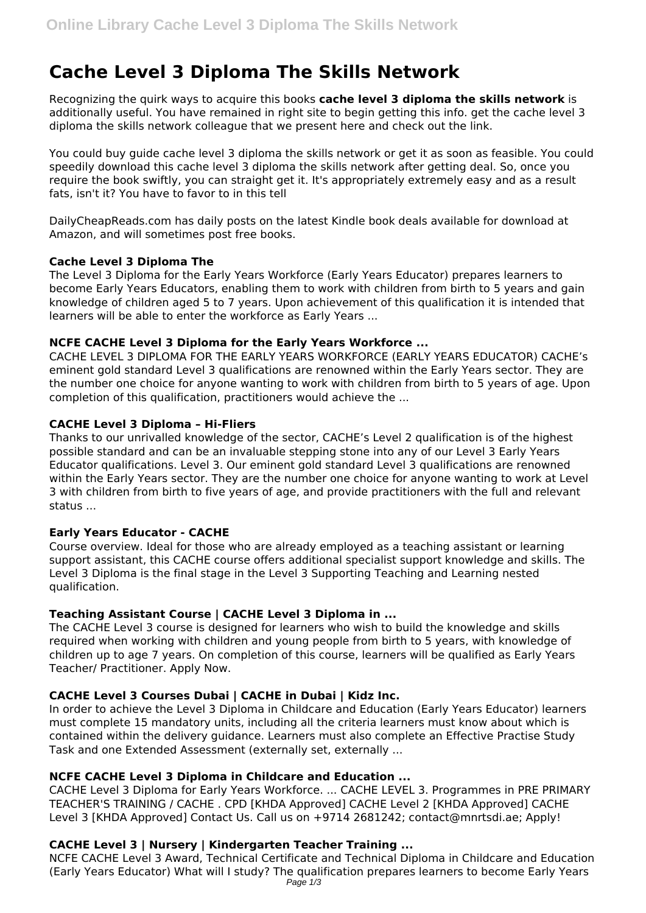# Cache Level 3 Diploma The Skills Network

Recognizing the quirk ways to acquire this books **cache level 3 diploma the skills network** is additionally useful. You have remained in right site to begin getting this info. get the cache level 3 diploma the skills network colleague that we present here and check out the link.

You could buy guide cache level 3 diploma the skills network or get it as soon as feasible. You could speedily download this cache level 3 diploma the skills network after getting deal. So, once you require the book swiftly, you can straight get it. It's appropriately extremely easy and as a result fats, isn't it? You have to favor to in this tell

DailyCheapReads.com has daily posts on the latest Kindle book deals available for download at Amazon, and will sometimes post free books.

### Cache Level 3 Diploma The

The Level 3 Diploma for the Early Years Workforce (Early Years Educator) prepares learners to become Early Years Educators, enabling them to work with children from birth to 5 years and gain knowledge of children aged 5 to 7 years. Upon achievement of this qualification it is intended that learners will be able to enter the workforce as Early Years ...

### NCFE CACHE Level 3 Diploma for the Early Years Workforce ...

CACHE LEVEL 3 DIPLOMA FOR THE EARLY YEARS WORKFORCE (EARLY YEARS EDUCATOR) CACHE's eminent gold standard Level 3 qualifications are renowned within the Early Years sector. They are the number one choice for anyone wanting to work with children from birth to 5 years of age. Upon completion of this qualification, practitioners would achieve the ...

### CACHE Level 3 Diploma – Hi-Fliers

Thanks to our unrivalled knowledge of the sector, CACHE's Level 2 qualification is of the highest possible standard and can be an invaluable stepping stone into any of our Level 3 Early Years Educator qualifications. Level 3. Our eminent gold standard Level 3 qualifications are renowned within the Early Years sector. They are the number one choice for anyone wanting to work at Level 3 with children from birth to five years of age, and provide practitioners with the full and relevant status ...

### Early Years Educator - CACHE

Course overview. Ideal for those who are already employed as a teaching assistant or learning support assistant, this CACHE course offers additional specialist support knowledge and skills. The Level 3 Diploma is the final stage in the Level 3 Supporting Teaching and Learning nested qualification.

### Teaching Assistant Course | CACHE Level 3 Diploma in ...

The CACHE Level 3 course is designed for learners who wish to build the knowledge and skills required when working with children and young people from birth to 5 years, with knowledge of children up to age 7 years. On completion of this course, learners will be qualified as Early Years Teacher/ Practitioner. Apply Now.

### CACHE Level 3 Courses Dubai | CACHE in Dubai | Kidz Inc.

In order to achieve the Level 3 Diploma in Childcare and Education (Early Years Educator) learners must complete 15 mandatory units, including all the criteria learners must know about which is contained within the delivery guidance. Learners must also complete an Effective Practise Study Task and one Extended Assessment (externally set, externally ...

### NCFE CACHE Level 3 Diploma in Childcare and Education ...

CACHE Level 3 Diploma for Early Years Workforce. ... CACHE LEVEL 3. Programmes in PRE PRIMARY TEACHER'S TRAINING / CACHE . CPD [KHDA Approved] CACHE Level 2 [KHDA Approved] CACHE Level 3 [KHDA Approved] Contact Us. Call us on +9714 2681242; contact@mnrtsdi.ae; Apply!

### CACHE Level 3 | Nursery | Kindergarten Teacher Training ...

NCFE CACHE Level 3 Award, Technical Certificate and Technical Diploma in Childcare and Education (Early Years Educator) What will I study? The qualification prepares learners to become Early Years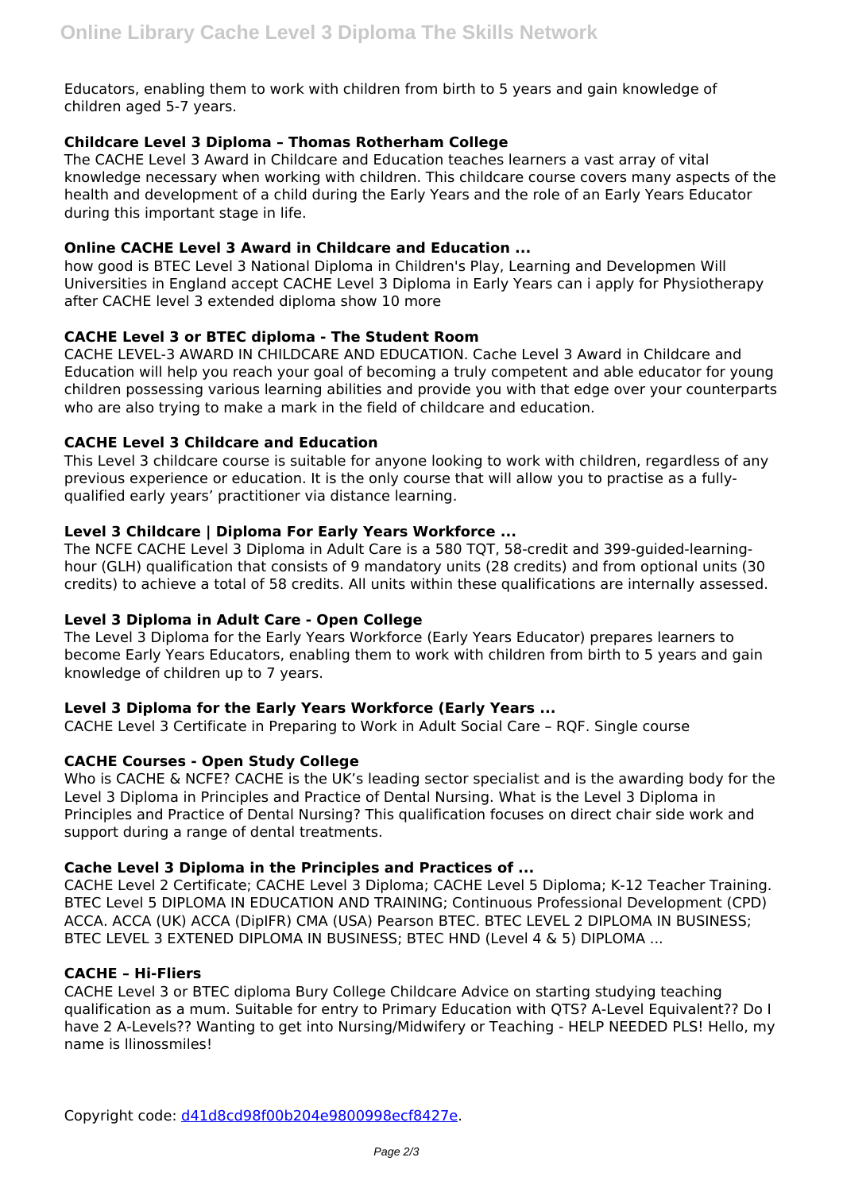Educators, enabling them to work with children from birth to 5 years and gain knowledge of children aged 5-7 years.

### Childcare Level 3 Diploma – Thomas Rotherham College

The CACHE Level 3 Award in Childcare and Education teaches learners a vast array of vital knowledge necessary when working with children. This childcare course covers many aspects of the health and development of a child during the Early Years and the role of an Early Years Educator during this important stage in life.

### Online CACHE Level 3 Award in Childcare and Education ...

how good is BTEC Level 3 National Diploma in Children's Play, Learning and Developmen Will Universities in England accept CACHE Level 3 Diploma in Early Years can i apply for Physiotherapy after CACHE level 3 extended diploma show 10 more

### CACHE Level 3 or BTEC diploma - The Student Room

CACHE LEVEL-3 AWARD IN CHILDCARE AND EDUCATION. Cache Level 3 Award in Childcare and Education will help you reach your goal of becoming a truly competent and able educator for young children possessing various learning abilities and provide you with that edge over your counterparts who are also trying to make a mark in the field of childcare and education.

### CACHE Level 3 Childcare and Education

This Level 3 childcare course is suitable for anyone looking to work with children, regardless of any previous experience or education. It is the only course that will allow you to practise as a fully-qualified early years' practitioner via distance learning.

### Level 3 Childcare | Diploma For Early Years Workforce ...

The NCFE CACHE Level 3 Diploma in Adult Care is a 580 TQT, 58-credit and 399-guided-learning-hour (GLH) qualification that consists of 9 mandatory units (28 credits) and from optional units (30 credits) to achieve a total of 58 credits. All units within these qualifications are internally assessed.

### Level 3 Diploma in Adult Care - Open College

The Level 3 Diploma for the Early Years Workforce (Early Years Educator) prepares learners to become Early Years Educators, enabling them to work with children from birth to 5 years and gain knowledge of children up to 7 years.

### Level 3 Diploma for the Early Years Workforce (Early Years ...

CACHE Level 3 Certificate in Preparing to Work in Adult Social Care – RQF. Single course

### CACHE Courses - Open Study College

Who is CACHE & NCFE? CACHE is the UK's leading sector specialist and is the awarding body for the Level 3 Diploma in Principles and Practice of Dental Nursing. What is the Level 3 Diploma in Principles and Practice of Dental Nursing? This qualification focuses on direct chair side work and support during a range of dental treatments.

### Cache Level 3 Diploma in the Principles and Practices of ...

CACHE Level 2 Certificate; CACHE Level 3 Diploma; CACHE Level 5 Diploma; K-12 Teacher Training. BTEC Level 5 DIPLOMA IN EDUCATION AND TRAINING; Continuous Professional Development (CPD) ACCA. ACCA (UK) ACCA (DipIFR) CMA (USA) Pearson BTEC. BTEC LEVEL 2 DIPLOMA IN BUSINESS; BTEC LEVEL 3 EXTENED DIPLOMA IN BUSINESS; BTEC HND (Level 4 & 5) DIPLOMA ...

### CACHE – Hi-Fliers

CACHE Level 3 or BTEC diploma Bury College Childcare Advice on starting studying teaching qualification as a mum. Suitable for entry to Primary Education with QTS? A-Level Equivalent?? Do I have 2 A-Levels?? Wanting to get into Nursing/Midwifery or Teaching - HELP NEEDED PLS! Hello, my name is llinossmiles!

Copyright code: d41d8cd98f00b204e9800998ecf8427e.